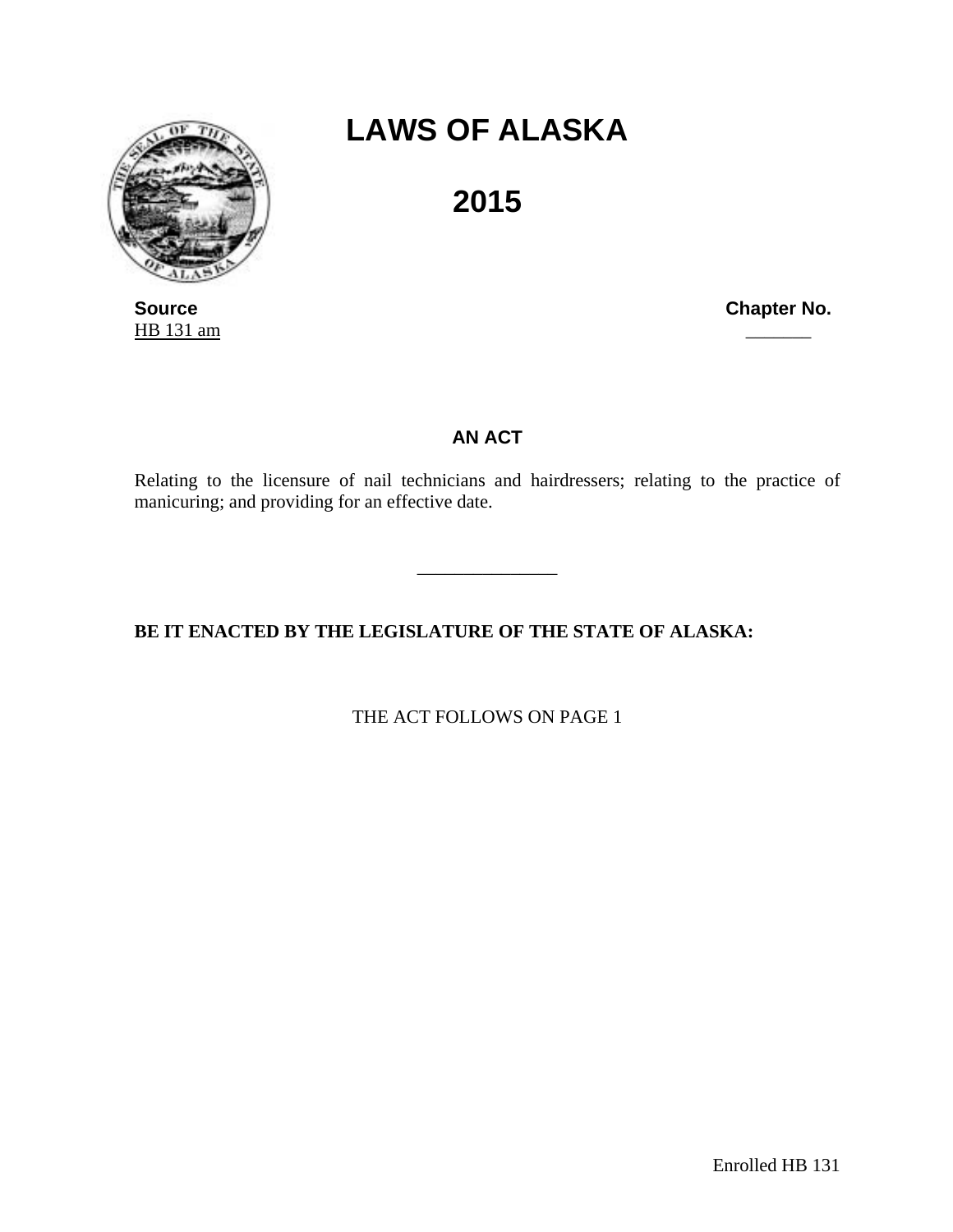# LAWS OF ALASKA

# 2015

**Source**
HB 131 am

**Chapter No.**
_______

### AN ACT

Relating to the licensure of nail technicians and hairdressers; relating to the practice of manicuring; and providing for an effective date.

_______________

**BE IT ENACTED BY THE LEGISLATURE OF THE STATE OF ALASKA:**

THE ACT FOLLOWS ON PAGE 1

Enrolled HB 131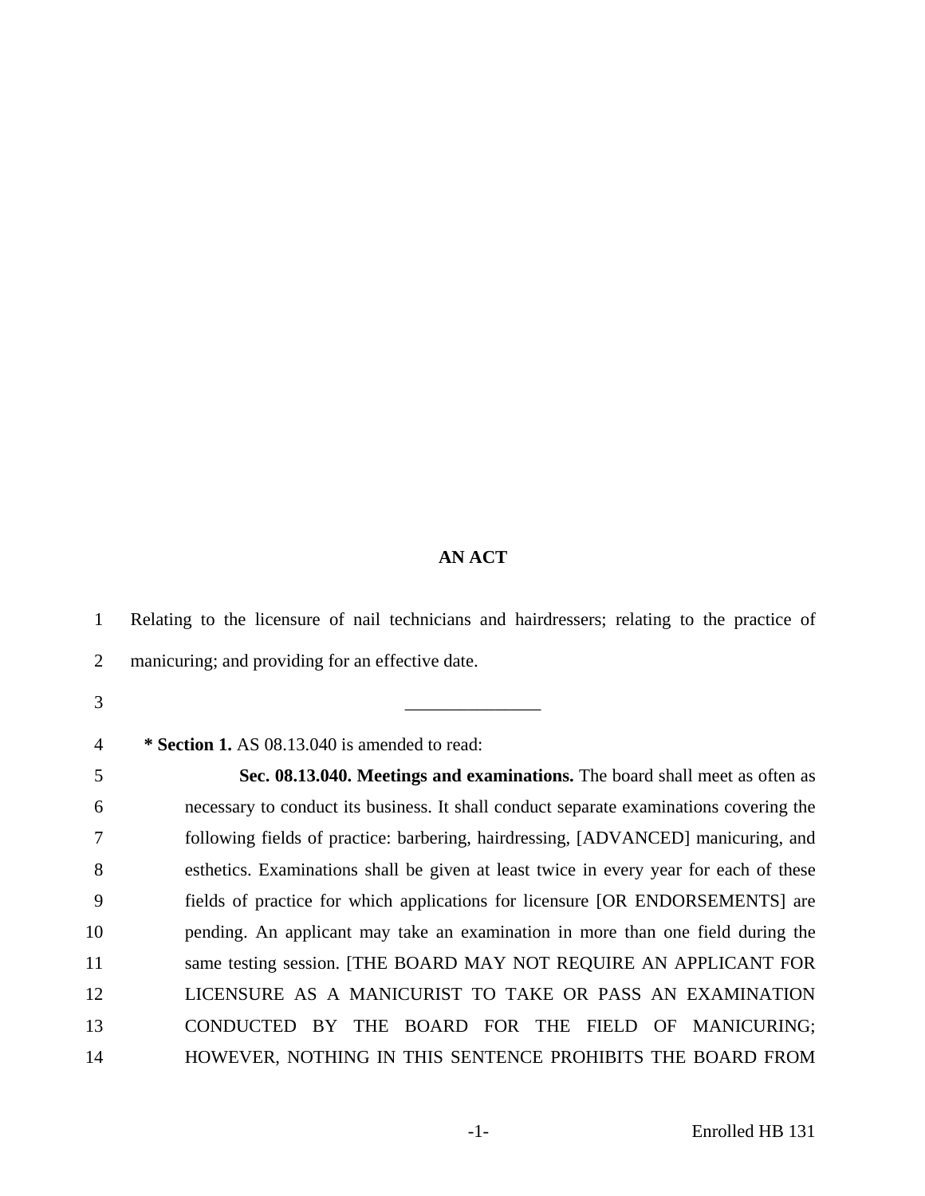# AN ACT

Relating to the licensure of nail technicians and hairdressers; relating to the practice of manicuring; and providing for an effective date.

_______________

**\* Section 1.** AS 08.13.040 is amended to read:

**Sec. 08.13.040. Meetings and examinations.** The board shall meet as often as necessary to conduct its business. It shall conduct separate examinations covering the following fields of practice: barbering, hairdressing, [ADVANCED] manicuring, and esthetics. Examinations shall be given at least twice in every year for each of these fields of practice for which applications for licensure [OR ENDORSEMENTS] are pending. An applicant may take an examination in more than one field during the same testing session. [THE BOARD MAY NOT REQUIRE AN APPLICANT FOR LICENSURE AS A MANICURIST TO TAKE OR PASS AN EXAMINATION CONDUCTED BY THE BOARD FOR THE FIELD OF MANICURING; HOWEVER, NOTHING IN THIS SENTENCE PROHIBITS THE BOARD FROM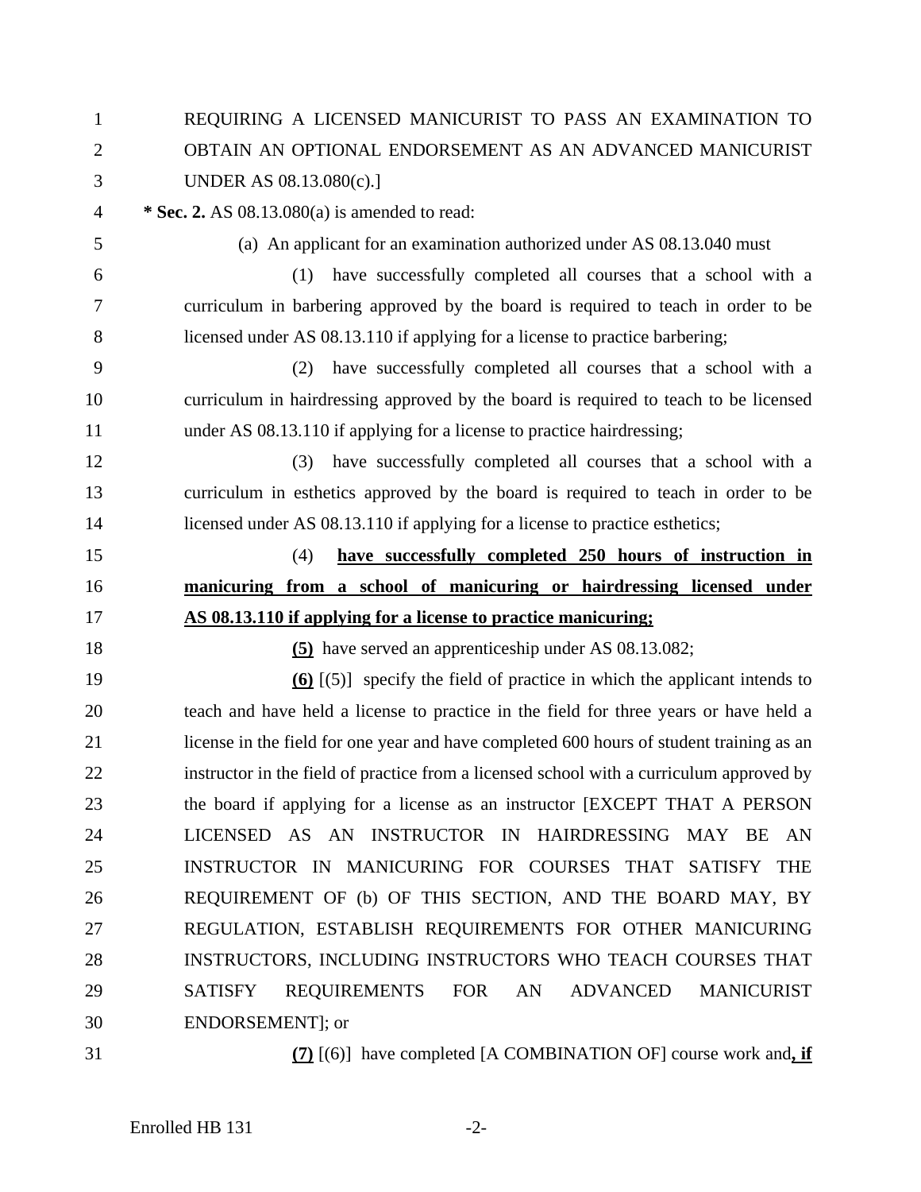REQUIRING A LICENSED MANICURIST TO PASS AN EXAMINATION TO OBTAIN AN OPTIONAL ENDORSEMENT AS AN ADVANCED MANICURIST UNDER AS 08.13.080(c).]

**\* Sec. 2.** AS 08.13.080(a) is amended to read:

(a) An applicant for an examination authorized under AS 08.13.040 must

(1) have successfully completed all courses that a school with a curriculum in barbering approved by the board is required to teach in order to be licensed under AS 08.13.110 if applying for a license to practice barbering;

(2) have successfully completed all courses that a school with a curriculum in hairdressing approved by the board is required to teach to be licensed under AS 08.13.110 if applying for a license to practice hairdressing;

(3) have successfully completed all courses that a school with a curriculum in esthetics approved by the board is required to teach in order to be licensed under AS 08.13.110 if applying for a license to practice esthetics;

(4) **have successfully completed 250 hours of instruction in manicuring from a school of manicuring or hairdressing licensed under AS 08.13.110 if applying for a license to practice manicuring;**

**(5)** have served an apprenticeship under AS 08.13.082;

**(6)** [(5)] specify the field of practice in which the applicant intends to teach and have held a license to practice in the field for three years or have held a license in the field for one year and have completed 600 hours of student training as an instructor in the field of practice from a licensed school with a curriculum approved by the board if applying for a license as an instructor [EXCEPT THAT A PERSON LICENSED AS AN INSTRUCTOR IN HAIRDRESSING MAY BE AN INSTRUCTOR IN MANICURING FOR COURSES THAT SATISFY THE REQUIREMENT OF (b) OF THIS SECTION, AND THE BOARD MAY, BY REGULATION, ESTABLISH REQUIREMENTS FOR OTHER MANICURING INSTRUCTORS, INCLUDING INSTRUCTORS WHO TEACH COURSES THAT SATISFY REQUIREMENTS FOR AN ADVANCED MANICURIST ENDORSEMENT]; or

**(7)** [(6)] have completed [A COMBINATION OF] course work and**, if**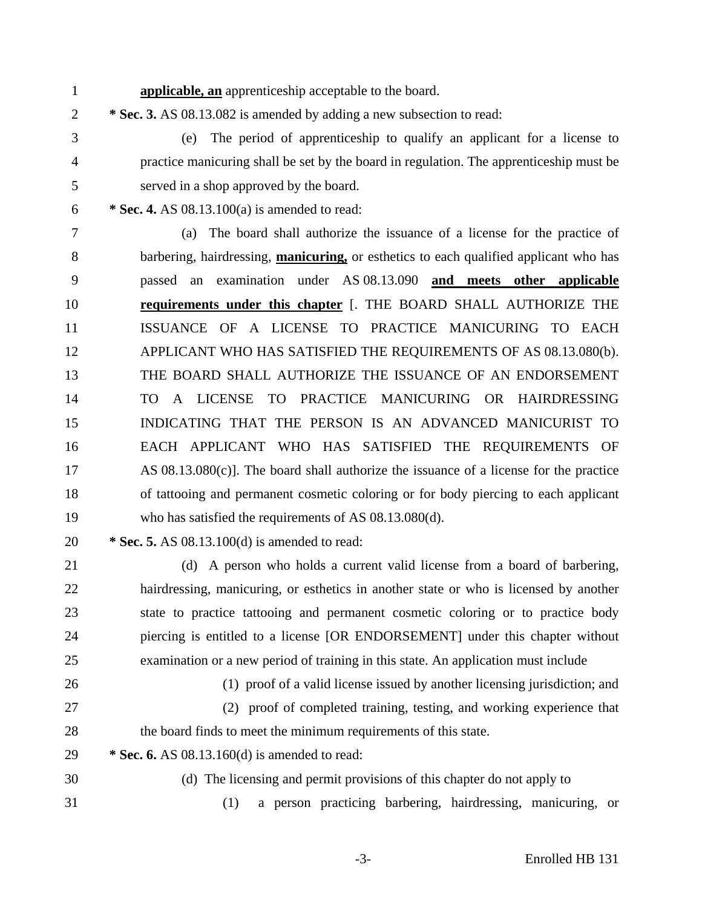**applicable, an** apprenticeship acceptable to the board.

**\* Sec. 3.** AS 08.13.082 is amended by adding a new subsection to read:

(e) The period of apprenticeship to qualify an applicant for a license to practice manicuring shall be set by the board in regulation. The apprenticeship must be served in a shop approved by the board.

**\* Sec. 4.** AS 08.13.100(a) is amended to read:

(a) The board shall authorize the issuance of a license for the practice of barbering, hairdressing, **manicuring,** or esthetics to each qualified applicant who has passed an examination under AS 08.13.090 **and meets other applicable requirements under this chapter** [. THE BOARD SHALL AUTHORIZE THE ISSUANCE OF A LICENSE TO PRACTICE MANICURING TO EACH APPLICANT WHO HAS SATISFIED THE REQUIREMENTS OF AS 08.13.080(b). THE BOARD SHALL AUTHORIZE THE ISSUANCE OF AN ENDORSEMENT TO A LICENSE TO PRACTICE MANICURING OR HAIRDRESSING INDICATING THAT THE PERSON IS AN ADVANCED MANICURIST TO EACH APPLICANT WHO HAS SATISFIED THE REQUIREMENTS OF AS 08.13.080(c)]. The board shall authorize the issuance of a license for the practice of tattooing and permanent cosmetic coloring or for body piercing to each applicant who has satisfied the requirements of AS 08.13.080(d).

**\* Sec. 5.** AS 08.13.100(d) is amended to read:

(d) A person who holds a current valid license from a board of barbering, hairdressing, manicuring, or esthetics in another state or who is licensed by another state to practice tattooing and permanent cosmetic coloring or to practice body piercing is entitled to a license [OR ENDORSEMENT] under this chapter without examination or a new period of training in this state. An application must include

(1) proof of a valid license issued by another licensing jurisdiction; and

(2) proof of completed training, testing, and working experience that the board finds to meet the minimum requirements of this state.

**\* Sec. 6.** AS 08.13.160(d) is amended to read:

(d) The licensing and permit provisions of this chapter do not apply to

(1) a person practicing barbering, hairdressing, manicuring, or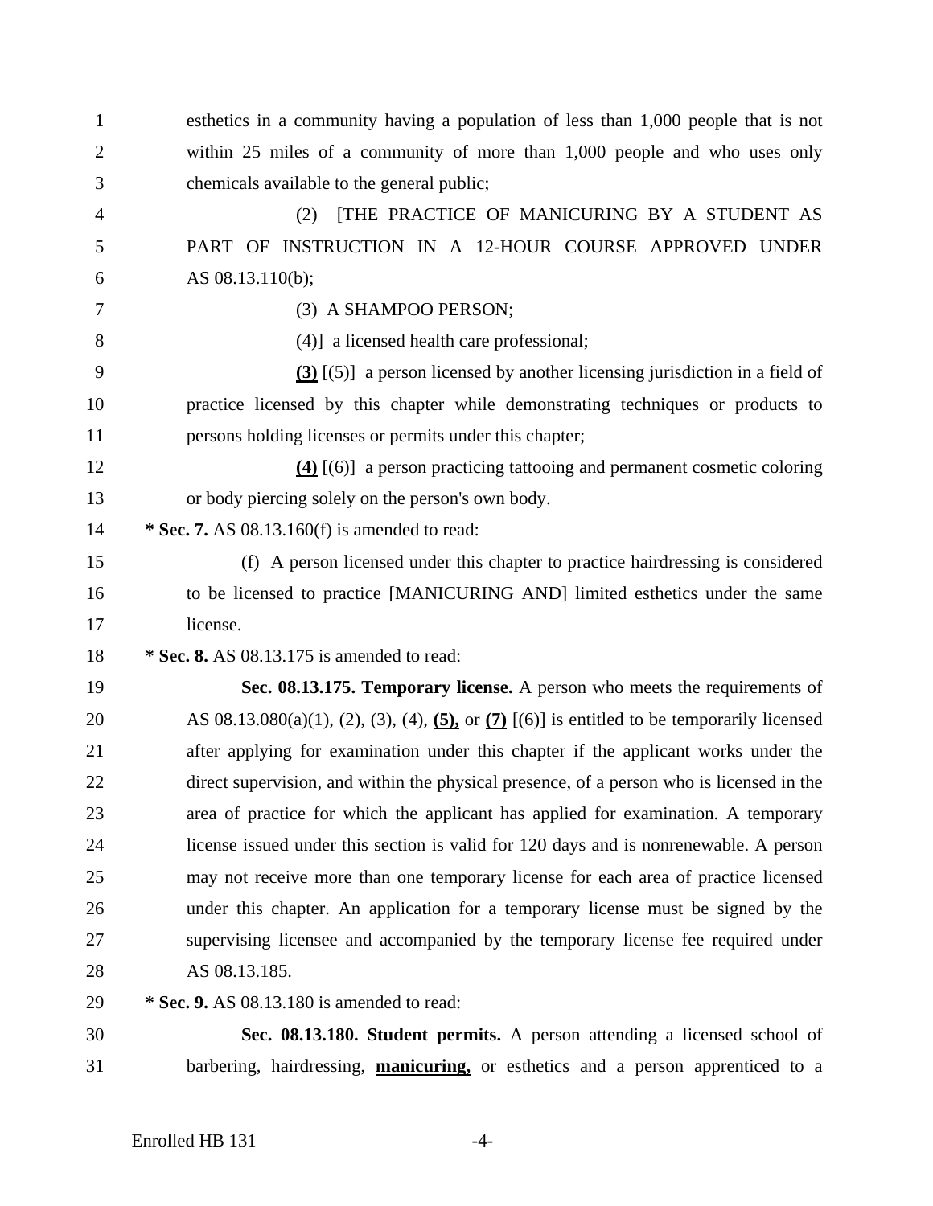esthetics in a community having a population of less than 1,000 people that is not within 25 miles of a community of more than 1,000 people and who uses only chemicals available to the general public;

(2) [THE PRACTICE OF MANICURING BY A STUDENT AS PART OF INSTRUCTION IN A 12-HOUR COURSE APPROVED UNDER AS 08.13.110(b);

(3) A SHAMPOO PERSON;

(4)] a licensed health care professional;

**(3)** [(5)] a person licensed by another licensing jurisdiction in a field of practice licensed by this chapter while demonstrating techniques or products to persons holding licenses or permits under this chapter;

**(4)** [(6)] a person practicing tattooing and permanent cosmetic coloring or body piercing solely on the person's own body.

**\* Sec. 7.** AS 08.13.160(f) is amended to read:

(f) A person licensed under this chapter to practice hairdressing is considered to be licensed to practice [MANICURING AND] limited esthetics under the same license.

**\* Sec. 8.** AS 08.13.175 is amended to read:

**Sec. 08.13.175. Temporary license.** A person who meets the requirements of AS 08.13.080(a)(1), (2), (3), (4), **(5),** or **(7)** [(6)] is entitled to be temporarily licensed after applying for examination under this chapter if the applicant works under the direct supervision, and within the physical presence, of a person who is licensed in the area of practice for which the applicant has applied for examination. A temporary license issued under this section is valid for 120 days and is nonrenewable. A person may not receive more than one temporary license for each area of practice licensed under this chapter. An application for a temporary license must be signed by the supervising licensee and accompanied by the temporary license fee required under AS 08.13.185.

**\* Sec. 9.** AS 08.13.180 is amended to read:

**Sec. 08.13.180. Student permits.** A person attending a licensed school of barbering, hairdressing, **manicuring,** or esthetics and a person apprenticed to a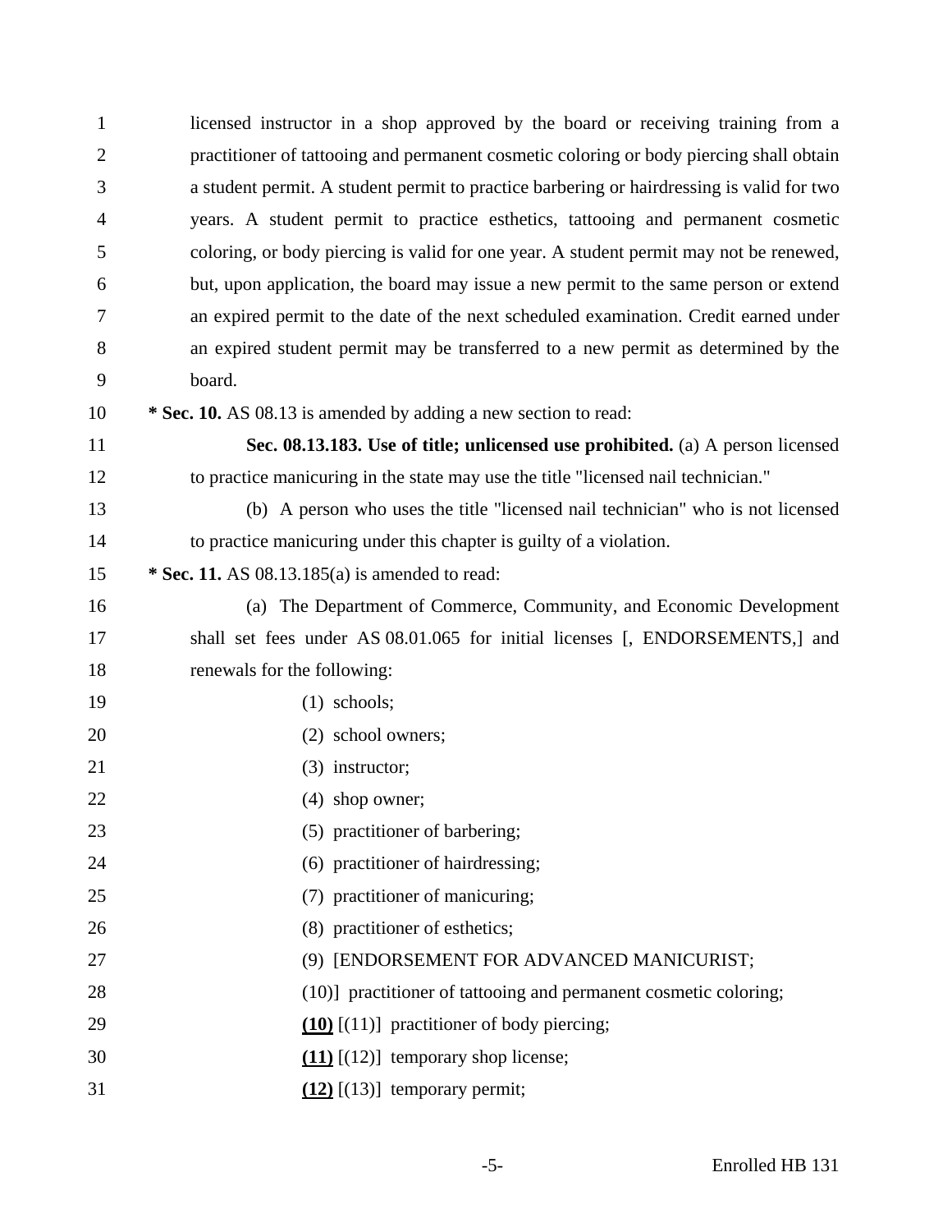licensed instructor in a shop approved by the board or receiving training from a practitioner of tattooing and permanent cosmetic coloring or body piercing shall obtain a student permit. A student permit to practice barbering or hairdressing is valid for two years. A student permit to practice esthetics, tattooing and permanent cosmetic coloring, or body piercing is valid for one year. A student permit may not be renewed, but, upon application, the board may issue a new permit to the same person or extend an expired permit to the date of the next scheduled examination. Credit earned under an expired student permit may be transferred to a new permit as determined by the board.

**\* Sec. 10.** AS 08.13 is amended by adding a new section to read:

**Sec. 08.13.183. Use of title; unlicensed use prohibited.** (a) A person licensed to practice manicuring in the state may use the title "licensed nail technician."

(b) A person who uses the title "licensed nail technician" who is not licensed to practice manicuring under this chapter is guilty of a violation.

**\* Sec. 11.** AS 08.13.185(a) is amended to read:

(a) The Department of Commerce, Community, and Economic Development shall set fees under AS 08.01.065 for initial licenses [, ENDORSEMENTS,] and renewals for the following:

(1) schools;

(2) school owners;

(3) instructor;

(4) shop owner;

(5) practitioner of barbering;

(6) practitioner of hairdressing;

(7) practitioner of manicuring;

(8) practitioner of esthetics;

(9) [ENDORSEMENT FOR ADVANCED MANICURIST;

(10)] practitioner of tattooing and permanent cosmetic coloring;

**(10)** [(11)] practitioner of body piercing;

**(11)** [(12)] temporary shop license;

**(12)** [(13)] temporary permit;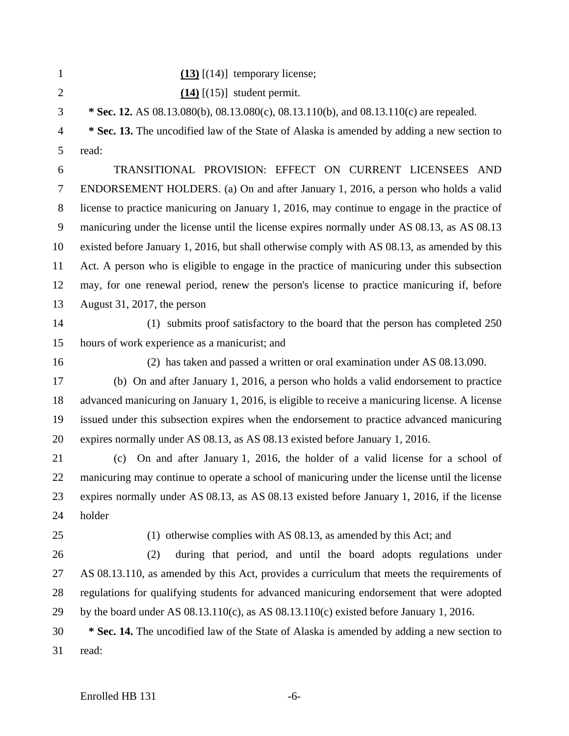**(13)** [(14)] temporary license;

**(14)** [(15)] student permit.

**\* Sec. 12.** AS 08.13.080(b), 08.13.080(c), 08.13.110(b), and 08.13.110(c) are repealed.

**\* Sec. 13.** The uncodified law of the State of Alaska is amended by adding a new section to read:

TRANSITIONAL PROVISION: EFFECT ON CURRENT LICENSEES AND ENDORSEMENT HOLDERS. (a) On and after January 1, 2016, a person who holds a valid license to practice manicuring on January 1, 2016, may continue to engage in the practice of manicuring under the license until the license expires normally under AS 08.13, as AS 08.13 existed before January 1, 2016, but shall otherwise comply with AS 08.13, as amended by this Act. A person who is eligible to engage in the practice of manicuring under this subsection may, for one renewal period, renew the person's license to practice manicuring if, before August 31, 2017, the person

(1) submits proof satisfactory to the board that the person has completed 250 hours of work experience as a manicurist; and

(2) has taken and passed a written or oral examination under AS 08.13.090.

(b) On and after January 1, 2016, a person who holds a valid endorsement to practice advanced manicuring on January 1, 2016, is eligible to receive a manicuring license. A license issued under this subsection expires when the endorsement to practice advanced manicuring expires normally under AS 08.13, as AS 08.13 existed before January 1, 2016.

(c) On and after January 1, 2016, the holder of a valid license for a school of manicuring may continue to operate a school of manicuring under the license until the license expires normally under AS 08.13, as AS 08.13 existed before January 1, 2016, if the license holder

(1) otherwise complies with AS 08.13, as amended by this Act; and

(2) during that period, and until the board adopts regulations under AS 08.13.110, as amended by this Act, provides a curriculum that meets the requirements of regulations for qualifying students for advanced manicuring endorsement that were adopted by the board under AS 08.13.110(c), as AS 08.13.110(c) existed before January 1, 2016.

**\* Sec. 14.** The uncodified law of the State of Alaska is amended by adding a new section to read: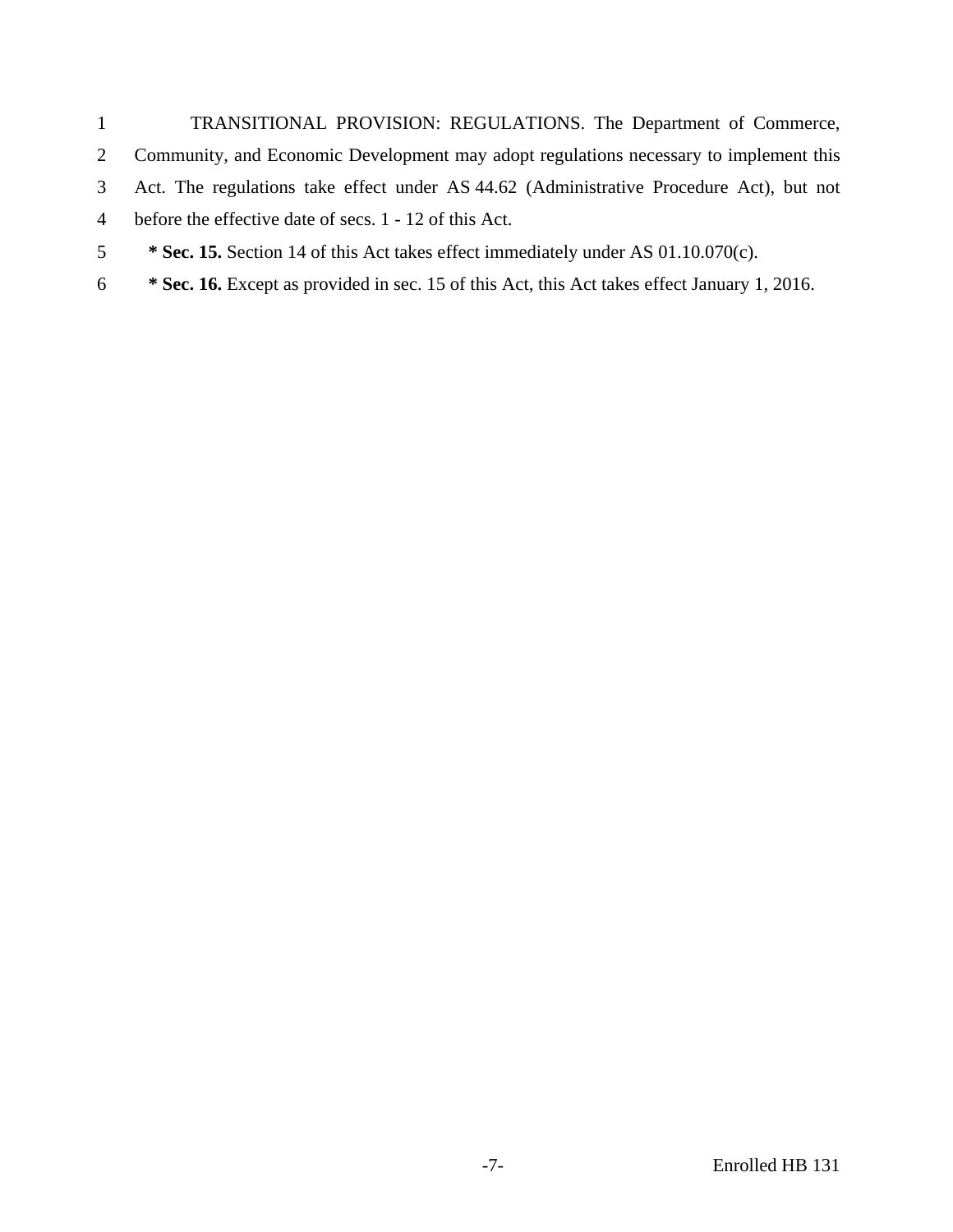TRANSITIONAL PROVISION: REGULATIONS. The Department of Commerce, Community, and Economic Development may adopt regulations necessary to implement this Act. The regulations take effect under AS 44.62 (Administrative Procedure Act), but not before the effective date of secs. 1 - 12 of this Act.

**\* Sec. 15.** Section 14 of this Act takes effect immediately under AS 01.10.070(c).

**\* Sec. 16.** Except as provided in sec. 15 of this Act, this Act takes effect January 1, 2016.